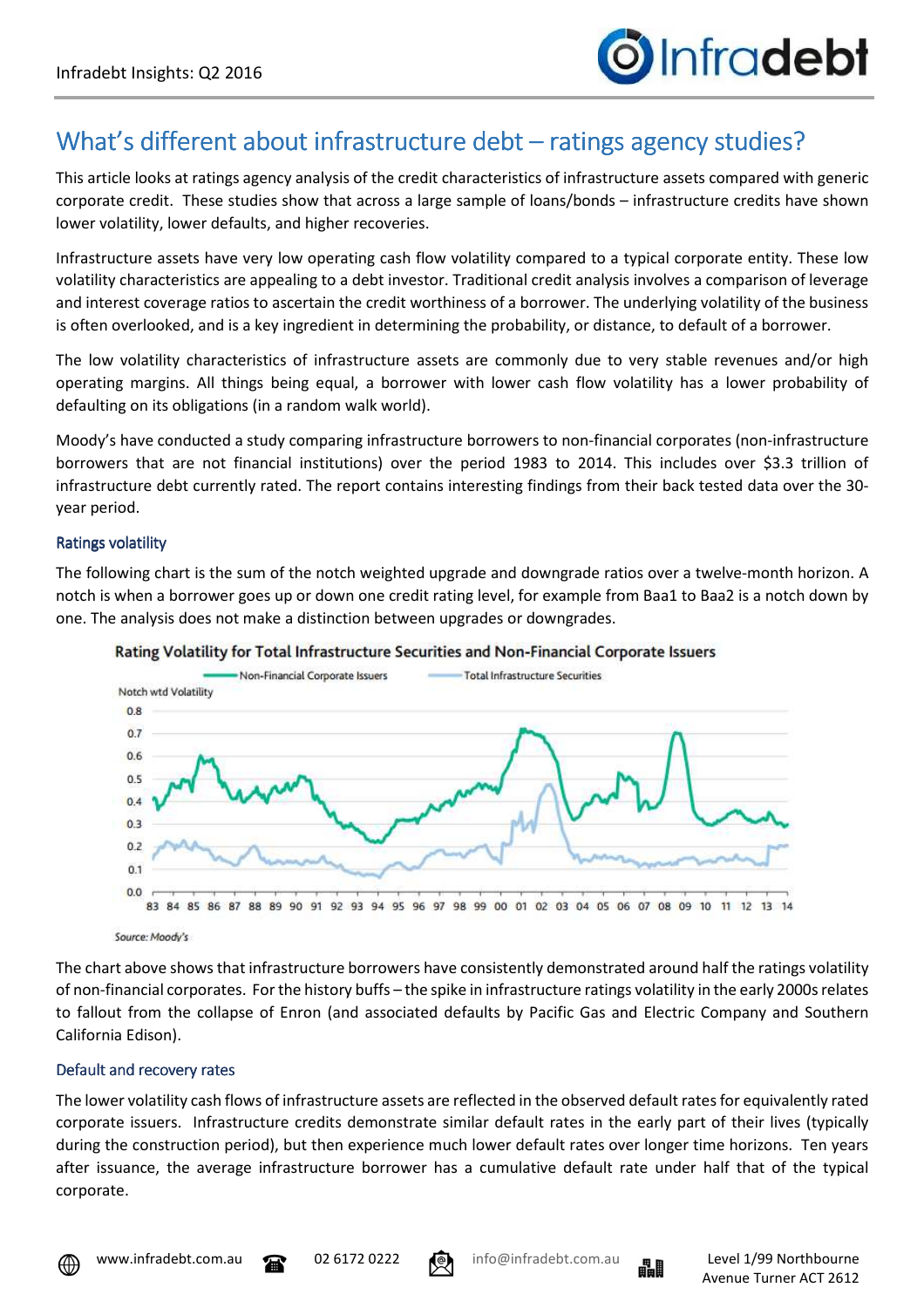# What's different about infrastructure debt – ratings agency studies?

This article looks at ratings agency analysis of the credit characteristics of infrastructure assets compared with generic corporate credit. These studies show that across a large sample of loans/bonds – infrastructure credits have shown lower volatility, lower defaults, and higher recoveries.

Infrastructure assets have very low operating cash flow volatility compared to a typical corporate entity. These low volatility characteristics are appealing to a debt investor. Traditional credit analysis involves a comparison of leverage and interest coverage ratios to ascertain the credit worthiness of a borrower. The underlying volatility of the business is often overlooked, and is a key ingredient in determining the probability, or distance, to default of a borrower.

The low volatility characteristics of infrastructure assets are commonly due to very stable revenues and/or high operating margins. All things being equal, a borrower with lower cash flow volatility has a lower probability of defaulting on its obligations (in a random walk world).

Moody's have conducted a study comparing infrastructure borrowers to non-financial corporates (non-infrastructure borrowers that are not financial institutions) over the period 1983 to 2014. This includes over $3.3 trillion of infrastructure debt currently rated. The report contains interesting findings from their back tested data over the 30-year period.

## Ratings volatility

The following chart is the sum of the notch weighted upgrade and downgrade ratios over a twelve-month horizon. A notch is when a borrower goes up or down one credit rating level, for example from Baa1 to Baa2 is a notch down by one. The analysis does not make a distinction between upgrades or downgrades.

**Rating Volatility for Total Infrastructure Securities and Non-Financial Corporate Issuers**

Source: Moody's

The chart above shows that infrastructure borrowers have consistently demonstrated around half the ratings volatility of non-financial corporates. For the history buffs – the spike in infrastructure ratings volatility in the early 2000s relates to fallout from the collapse of Enron (and associated defaults by Pacific Gas and Electric Company and Southern California Edison).

## Default and recovery rates

The lower volatility cash flows of infrastructure assets are reflected in the observed default rates for equivalently rated corporate issuers. Infrastructure credits demonstrate similar default rates in the early part of their lives (typically during the construction period), but then experience much lower default rates over longer time horizons. Ten years after issuance, the average infrastructure borrower has a cumulative default rate under half that of the typical corporate.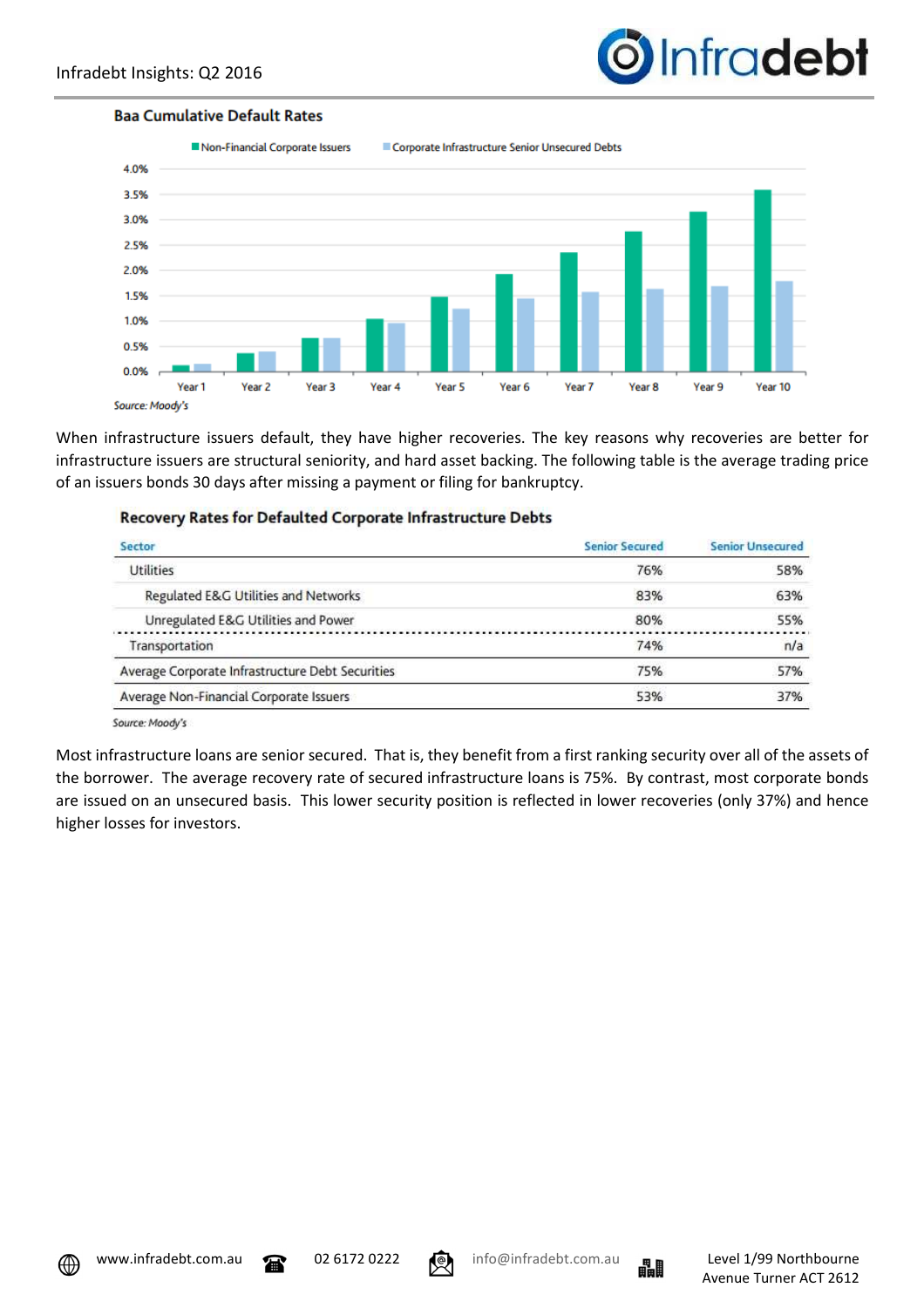**Baa Cumulative Default Rates**

Non-Financial Corporate Issuers
Corporate Infrastructure Senior Unsecured Debts

4.0%
3.5%
3.0%
2.5%
2.0%
1.5%
1.0%
0.5%
0.0%

Year 1
Year 2
Year 3
Year 4
Year 5
Year 6
Year 7
Year 8
Year 9
Year 10

*Source: Moody's*

When infrastructure issuers default, they have higher recoveries. The key reasons why recoveries are better for infrastructure issuers are structural seniority, and hard asset backing. The following table is the average trading price of an issuers bonds 30 days after missing a payment or filing for bankruptcy.

**Recovery Rates for Defaulted Corporate Infrastructure Debts**

| Sector | Senior Secured | Senior Unsecured |
|---|---|---|
| Utilities | 76% | 58% |
| Regulated E&G Utilities and Networks | 83% | 63% |
| Unregulated E&G Utilities and Power | 80% | 55% |
| Transportation | 74% | n/a |
| Average Corporate Infrastructure Debt Securities | 75% | 57% |
| Average Non-Financial Corporate Issuers | 53% | 37% |

*Source: Moody's*

Most infrastructure loans are senior secured. That is, they benefit from a first ranking security over all of the assets of the borrower. The average recovery rate of secured infrastructure loans is 75%. By contrast, most corporate bonds are issued on an unsecured basis. This lower security position is reflected in lower recoveries (only 37%) and hence higher losses for investors.